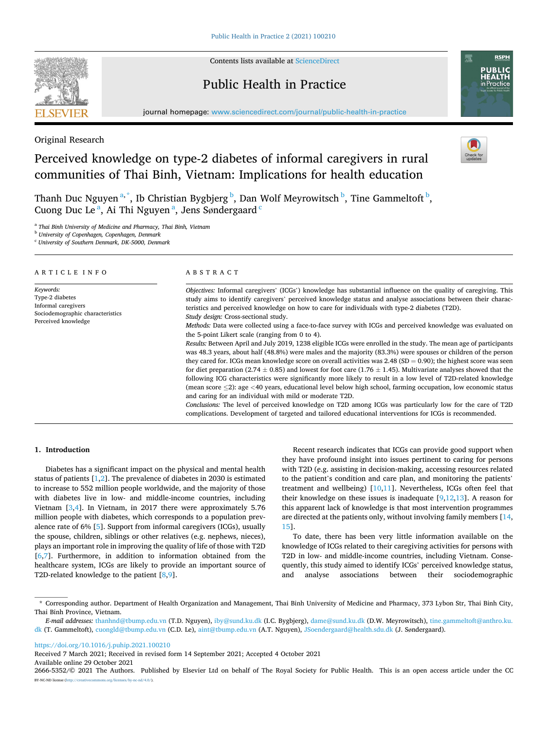Original Research

# Perceived knowledge on type-2 diabetes of informal caregivers in rural communities of Thai Binh, Vietnam: Implications for health education

Thanh Duc Nguyen [a,*], Ib Christian Bygbjerg [b], Dan Wolf Meyrowitsch [b], Tine Gammeltoft [b], Cuong Duc Le [a], Ai Thi Nguyen [a], Jens Søndergaard [c]

[a] Thai Binh University of Medicine and Pharmacy, Thai Binh, Vietnam
[b] University of Copenhagen, Copenhagen, Denmark
[c] University of Southern Denmark, DK-5000, Denmark

## ARTICLE INFO

*Keywords:*
Type-2 diabetes
Informal caregivers
Sociodemographic characteristics
Perceived knowledge

## ABSTRACT

*Objectives:* Informal caregivers' (ICGs') knowledge has substantial influence on the quality of caregiving. This study aims to identify caregivers' perceived knowledge status and analyse associations between their characteristics and perceived knowledge on how to care for individuals with type-2 diabetes (T2D).

*Study design:* Cross-sectional study.

*Methods:* Data were collected using a face-to-face survey with ICGs and perceived knowledge was evaluated on the 5-point Likert scale (ranging from 0 to 4).

*Results:* Between April and July 2019, 1238 eligible ICGs were enrolled in the study. The mean age of participants was 48.3 years, about half (48.8%) were males and the majority (83.3%) were spouses or children of the person they cared for. ICGs mean knowledge score on overall activities was 2.48 (SD = 0.90); the highest score was seen for diet preparation (2.74 ± 0.85) and lowest for foot care (1.76 ± 1.45). Multivariate analyses showed that the following ICG characteristics were significantly more likely to result in a low level of T2D-related knowledge (mean score ≤2): age <40 years, educational level below high school, farming occupation, low economic status and caring for an individual with mild or moderate T2D.

*Conclusions:* The level of perceived knowledge on T2D among ICGs was particularly low for the care of T2D complications. Development of targeted and tailored educational interventions for ICGs is recommended.

## 1. Introduction

Diabetes has a significant impact on the physical and mental health status of patients [1,2]. The prevalence of diabetes in 2030 is estimated to increase to 552 million people worldwide, and the majority of those with diabetes live in low- and middle-income countries, including Vietnam [3,4]. In Vietnam, in 2017 there were approximately 5.76 million people with diabetes, which corresponds to a population prevalence rate of 6% [5]. Support from informal caregivers (ICGs), usually the spouse, children, siblings or other relatives (e.g. nephews, nieces), plays an important role in improving the quality of life of those with T2D [6,7]. Furthermore, in addition to information obtained from the healthcare system, ICGs are likely to provide an important source of T2D-related knowledge to the patient [8,9].

Recent research indicates that ICGs can provide good support when they have profound insight into issues pertinent to caring for persons with T2D (e.g. assisting in decision-making, accessing resources related to the patient's condition and care plan, and monitoring the patients' treatment and wellbeing) [10,11]. Nevertheless, ICGs often feel that their knowledge on these issues is inadequate [9,12,13]. A reason for this apparent lack of knowledge is that most intervention programmes are directed at the patients only, without involving family members [14,15].

To date, there has been very little information available on the knowledge of ICGs related to their caregiving activities for persons with T2D in low- and middle-income countries, including Vietnam. Consequently, this study aimed to identify ICGs' perceived knowledge status, and analyse associations between their sociodemographic

* Corresponding author. Department of Health Organization and Management, Thai Binh University of Medicine and Pharmacy, 373 Lybon Str, Thai Binh City, Thai Binh Province, Vietnam.

*E-mail addresses:* thanhnd@tbump.edu.vn (T.D. Nguyen), iby@sund.ku.dk (I.C. Bygbjerg), dame@sund.ku.dk (D.W. Meyrowitsch), tine.gammeltoft@anthro.ku.dk (T. Gammeltoft), cuongld@tbump.edu.vn (C.D. Le), aint@tbump.edu.vn (A.T. Nguyen), JSoendergaard@health.sdu.dk (J. Søndergaard).

https://doi.org/10.1016/j.puhip.2021.100210
Received 7 March 2021; Received in revised form 14 September 2021; Accepted 4 October 2021
Available online 29 October 2021
2666-5352/© 2021 The Authors. Published by Elsevier Ltd on behalf of The Royal Society for Public Health. This is an open access article under the CC BY-NC-ND license (http://creativecommons.org/licenses/by-nc-nd/4.0/).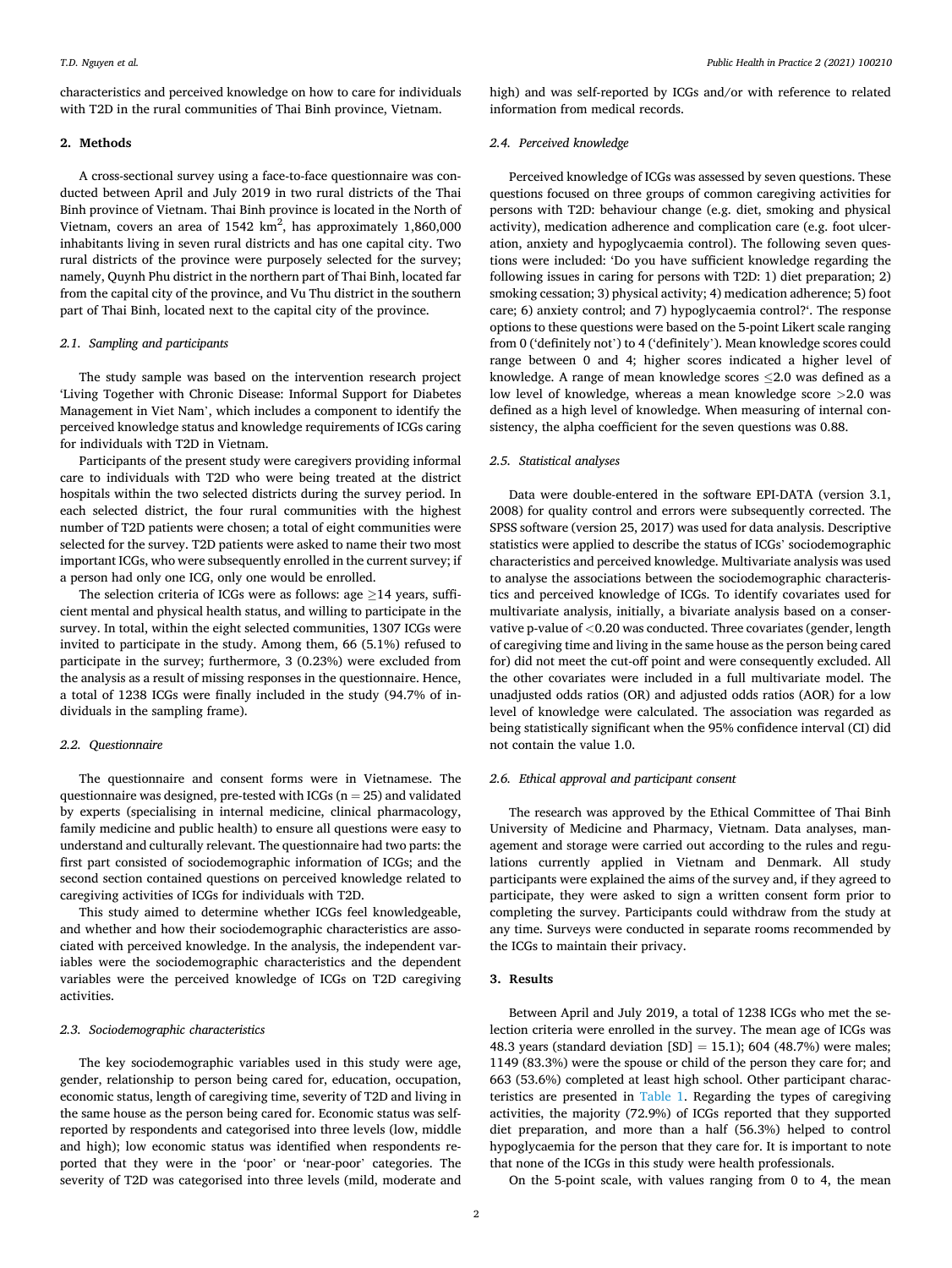characteristics and perceived knowledge on how to care for individuals with T2D in the rural communities of Thai Binh province, Vietnam.

## 2. Methods

A cross-sectional survey using a face-to-face questionnaire was conducted between April and July 2019 in two rural districts of the Thai Binh province of Vietnam. Thai Binh province is located in the North of Vietnam, covers an area of 1542 km$^2$, has approximately 1,860,000 inhabitants living in seven rural districts and has one capital city. Two rural districts of the province were purposely selected for the survey; namely, Quynh Phu district in the northern part of Thai Binh, located far from the capital city of the province, and Vu Thu district in the southern part of Thai Binh, located next to the capital city of the province.

### 2.1. Sampling and participants

The study sample was based on the intervention research project 'Living Together with Chronic Disease: Informal Support for Diabetes Management in Viet Nam', which includes a component to identify the perceived knowledge status and knowledge requirements of ICGs caring for individuals with T2D in Vietnam.

Participants of the present study were caregivers providing informal care to individuals with T2D who were being treated at the district hospitals within the two selected districts during the survey period. In each selected district, the four rural communities with the highest number of T2D patients were chosen; a total of eight communities were selected for the survey. T2D patients were asked to name their two most important ICGs, who were subsequently enrolled in the current survey; if a person had only one ICG, only one would be enrolled.

The selection criteria of ICGs were as follows: age ≥14 years, sufficient mental and physical health status, and willing to participate in the survey. In total, within the eight selected communities, 1307 ICGs were invited to participate in the study. Among them, 66 (5.1%) refused to participate in the survey; furthermore, 3 (0.23%) were excluded from the analysis as a result of missing responses in the questionnaire. Hence, a total of 1238 ICGs were finally included in the study (94.7% of individuals in the sampling frame).

### 2.2. Questionnaire

The questionnaire and consent forms were in Vietnamese. The questionnaire was designed, pre-tested with ICGs (n = 25) and validated by experts (specialising in internal medicine, clinical pharmacology, family medicine and public health) to ensure all questions were easy to understand and culturally relevant. The questionnaire had two parts: the first part consisted of sociodemographic information of ICGs; and the second section contained questions on perceived knowledge related to caregiving activities of ICGs for individuals with T2D.

This study aimed to determine whether ICGs feel knowledgeable, and whether and how their sociodemographic characteristics are associated with perceived knowledge. In the analysis, the independent variables were the sociodemographic characteristics and the dependent variables were the perceived knowledge of ICGs on T2D caregiving activities.

### 2.3. Sociodemographic characteristics

The key sociodemographic variables used in this study were age, gender, relationship to person being cared for, education, occupation, economic status, length of caregiving time, severity of T2D and living in the same house as the person being cared for. Economic status was self-reported by respondents and categorised into three levels (low, middle and high); low economic status was identified when respondents reported that they were in the 'poor' or 'near-poor' categories. The severity of T2D was categorised into three levels (mild, moderate and high) and was self-reported by ICGs and/or with reference to related information from medical records.

### 2.4. Perceived knowledge

Perceived knowledge of ICGs was assessed by seven questions. These questions focused on three groups of common caregiving activities for persons with T2D: behaviour change (e.g. diet, smoking and physical activity), medication adherence and complication care (e.g. foot ulceration, anxiety and hypoglycaemia control). The following seven questions were included: 'Do you have sufficient knowledge regarding the following issues in caring for persons with T2D: 1) diet preparation; 2) smoking cessation; 3) physical activity; 4) medication adherence; 5) foot care; 6) anxiety control; and 7) hypoglycaemia control?'. The response options to these questions were based on the 5-point Likert scale ranging from 0 ('definitely not') to 4 ('definitely'). Mean knowledge scores could range between 0 and 4; higher scores indicated a higher level of knowledge. A range of mean knowledge scores ≤2.0 was defined as a low level of knowledge, whereas a mean knowledge score >2.0 was defined as a high level of knowledge. When measuring of internal consistency, the alpha coefficient for the seven questions was 0.88.

### 2.5. Statistical analyses

Data were double-entered in the software EPI-DATA (version 3.1, 2008) for quality control and errors were subsequently corrected. The SPSS software (version 25, 2017) was used for data analysis. Descriptive statistics were applied to describe the status of ICGs' sociodemographic characteristics and perceived knowledge. Multivariate analysis was used to analyse the associations between the sociodemographic characteristics and perceived knowledge of ICGs. To identify covariates used for multivariate analysis, initially, a bivariate analysis based on a conservative p-value of <0.20 was conducted. Three covariates (gender, length of caregiving time and living in the same house as the person being cared for) did not meet the cut-off point and were consequently excluded. All the other covariates were included in a full multivariate model. The unadjusted odds ratios (OR) and adjusted odds ratios (AOR) for a low level of knowledge were calculated. The association was regarded as being statistically significant when the 95% confidence interval (CI) did not contain the value 1.0.

### 2.6. Ethical approval and participant consent

The research was approved by the Ethical Committee of Thai Binh University of Medicine and Pharmacy, Vietnam. Data analyses, management and storage were carried out according to the rules and regulations currently applied in Vietnam and Denmark. All study participants were explained the aims of the survey and, if they agreed to participate, they were asked to sign a written consent form prior to completing the survey. Participants could withdraw from the study at any time. Surveys were conducted in separate rooms recommended by the ICGs to maintain their privacy.

## 3. Results

Between April and July 2019, a total of 1238 ICGs who met the selection criteria were enrolled in the survey. The mean age of ICGs was 48.3 years (standard deviation [SD] = 15.1); 604 (48.7%) were males; 1149 (83.3%) were the spouse or child of the person they care for; and 663 (53.6%) completed at least high school. Other participant characteristics are presented in Table 1. Regarding the types of caregiving activities, the majority (72.9%) of ICGs reported that they supported diet preparation, and more than a half (56.3%) helped to control hypoglycaemia for the person that they care for. It is important to note that none of the ICGs in this study were health professionals.

On the 5-point scale, with values ranging from 0 to 4, the mean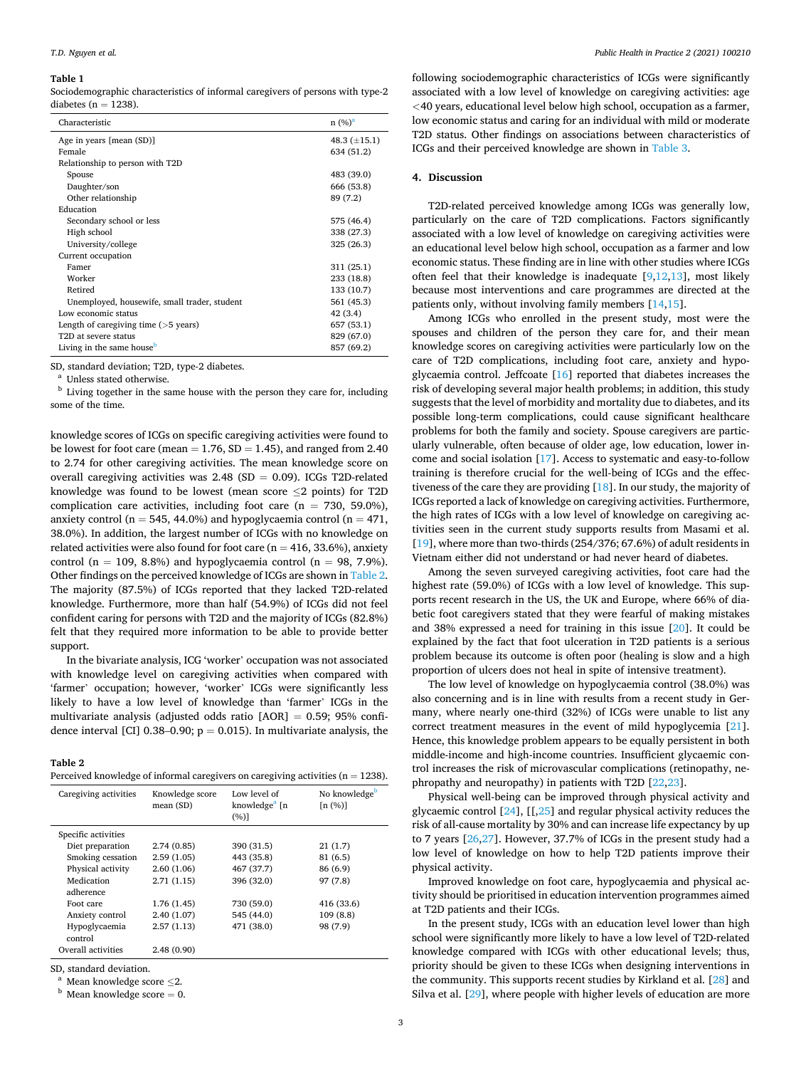**Table 1**

Sociodemographic characteristics of informal caregivers of persons with type-2 diabetes (n = 1238).

| Characteristic | n (%)[a] |
|---|---|
| Age in years [mean (SD)] | 48.3 (±15.1) |
| Female | 634 (51.2) |
| Relationship to person with T2D | |
| Spouse | 483 (39.0) |
| Daughter/son | 666 (53.8) |
| Other relationship | 89 (7.2) |
| Education | |
| Secondary school or less | 575 (46.4) |
| High school | 338 (27.3) |
| University/college | 325 (26.3) |
| Current occupation | |
| Famer | 311 (25.1) |
| Worker | 233 (18.8) |
| Retired | 133 (10.7) |
| Unemployed, housewife, small trader, student | 561 (45.3) |
| Low economic status | 42 (3.4) |
| Length of caregiving time (>5 years) | 657 (53.1) |
| T2D at severe status | 829 (67.0) |
| Living in the same house[b] | 857 (69.2) |

SD, standard deviation; T2D, type-2 diabetes.

[a] Unless stated otherwise.

[b] Living together in the same house with the person they care for, including some of the time.

knowledge scores of ICGs on specific caregiving activities were found to be lowest for foot care (mean = 1.76, SD = 1.45), and ranged from 2.40 to 2.74 for other caregiving activities. The mean knowledge score on overall caregiving activities was 2.48 (SD = 0.09). ICGs T2D-related knowledge was found to be lowest (mean score ≤2 points) for T2D complication care activities, including foot care (n = 730, 59.0%), anxiety control (n = 545, 44.0%) and hypoglycaemia control (n = 471, 38.0%). In addition, the largest number of ICGs with no knowledge on related activities were also found for foot care (n = 416, 33.6%), anxiety control (n = 109, 8.8%) and hypoglycaemia control (n = 98, 7.9%). Other findings on the perceived knowledge of ICGs are shown in Table 2. The majority (87.5%) of ICGs reported that they lacked T2D-related knowledge. Furthermore, more than half (54.9%) of ICGs did not feel confident caring for persons with T2D and the majority of ICGs (82.8%) felt that they required more information to be able to provide better support.

In the bivariate analysis, ICG 'worker' occupation was not associated with knowledge level on caregiving activities when compared with 'farmer' occupation; however, 'worker' ICGs were significantly less likely to have a low level of knowledge than 'farmer' ICGs in the multivariate analysis (adjusted odds ratio [AOR] = 0.59; 95% confidence interval [CI] 0.38–0.90; p = 0.015). In multivariate analysis, the following sociodemographic characteristics of ICGs were significantly associated with a low level of knowledge on caregiving activities: age <40 years, educational level below high school, occupation as a farmer, low economic status and caring for an individual with mild or moderate T2D status. Other findings on associations between characteristics of ICGs and their perceived knowledge are shown in Table 3.

**Table 2**

Perceived knowledge of informal caregivers on caregiving activities (n = 1238).

| Caregiving activities | Knowledge score mean (SD) | Low level of knowledge[a] [n (%)] | No knowledge[b] [n (%)] |
|---|---|---|---|
| Specific activities | | | |
| Diet preparation | 2.74 (0.85) | 390 (31.5) | 21 (1.7) |
| Smoking cessation | 2.59 (1.05) | 443 (35.8) | 81 (6.5) |
| Physical activity | 2.60 (1.06) | 467 (37.7) | 86 (6.9) |
| Medication adherence | 2.71 (1.15) | 396 (32.0) | 97 (7.8) |
| Foot care | 1.76 (1.45) | 730 (59.0) | 416 (33.6) |
| Anxiety control | 2.40 (1.07) | 545 (44.0) | 109 (8.8) |
| Hypoglycaemia control | 2.57 (1.13) | 471 (38.0) | 98 (7.9) |
| Overall activities | 2.48 (0.90) | | |

SD, standard deviation.

[a] Mean knowledge score ≤2.

[b] Mean knowledge score = 0.

## 4. Discussion

T2D-related perceived knowledge among ICGs was generally low, particularly on the care of T2D complications. Factors significantly associated with a low level of knowledge on caregiving activities were an educational level below high school, occupation as a farmer and low economic status. These finding are in line with other studies where ICGs often feel that their knowledge is inadequate [9,12,13], most likely because most interventions and care programmes are directed at the patients only, without involving family members [14,15].

Among ICGs who enrolled in the present study, most were the spouses and children of the person they care for, and their mean knowledge scores on caregiving activities were particularly low on the care of T2D complications, including foot care, anxiety and hypoglycaemia control. Jeffcoate [16] reported that diabetes increases the risk of developing several major health problems; in addition, this study suggests that the level of morbidity and mortality due to diabetes, and its possible long-term complications, could cause significant healthcare problems for both the family and society. Spouse caregivers are particularly vulnerable, often because of older age, low education, lower income and social isolation [17]. Access to systematic and easy-to-follow training is therefore crucial for the well-being of ICGs and the effectiveness of the care they are providing [18]. In our study, the majority of ICGs reported a lack of knowledge on caregiving activities. Furthermore, the high rates of ICGs with a low level of knowledge on caregiving activities seen in the current study supports results from Masami et al. [19], where more than two-thirds (254/376; 67.6%) of adult residents in Vietnam either did not understand or had never heard of diabetes.

Among the seven surveyed caregiving activities, foot care had the highest rate (59.0%) of ICGs with a low level of knowledge. This supports recent research in the US, the UK and Europe, where 66% of diabetic foot caregivers stated that they were fearful of making mistakes and 38% expressed a need for training in this issue [20]. It could be explained by the fact that foot ulceration in T2D patients is a serious problem because its outcome is often poor (healing is slow and a high proportion of ulcers does not heal in spite of intensive treatment).

The low level of knowledge on hypoglycaemia control (38.0%) was also concerning and is in line with results from a recent study in Germany, where nearly one-third (32%) of ICGs were unable to list any correct treatment measures in the event of mild hypoglycemia [21]. Hence, this knowledge problem appears to be equally persistent in both middle-income and high-income countries. Insufficient glycaemic control increases the risk of microvascular complications (retinopathy, nephropathy and neuropathy) in patients with T2D [22,23].

Physical well-being can be improved through physical activity and glycaemic control [24], [[,25] and regular physical activity reduces the risk of all-cause mortality by 30% and can increase life expectancy by up to 7 years [26,27]. However, 37.7% of ICGs in the present study had a low level of knowledge on how to help T2D patients improve their physical activity.

Improved knowledge on foot care, hypoglycaemia and physical activity should be prioritised in education intervention programmes aimed at T2D patients and their ICGs.

In the present study, ICGs with an education level lower than high school were significantly more likely to have a low level of T2D-related knowledge compared with ICGs with other educational levels; thus, priority should be given to these ICGs when designing interventions in the community. This supports recent studies by Kirkland et al. [28] and Silva et al. [29], where people with higher levels of education are more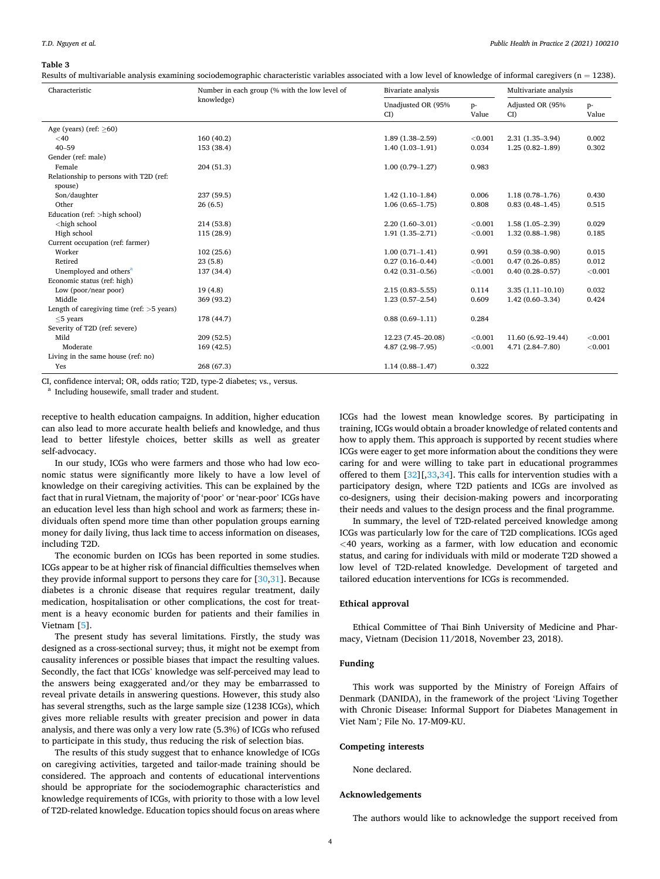**Table 3**

Results of multivariable analysis examining sociodemographic characteristic variables associated with a low level of knowledge of informal caregivers (n = 1238).

| Characteristic | Number in each group (% with the low level of knowledge) | Bivariate analysis | | Multivariate analysis | |
|---|---|---|---|---|---|
| | | Unadjusted OR (95% CI) | p-Value | Adjusted OR (95% CI) | p-Value |
| Age (years) (ref: ≥60) | | | | | |
| <40 | 160 (40.2) | 1.89 (1.38–2.59) | <0.001 | 2.31 (1.35–3.94) | 0.002 |
| 40–59 | 153 (38.4) | 1.40 (1.03–1.91) | 0.034 | 1.25 (0.82–1.89) | 0.302 |
| Gender (ref: male) | | | | | |
| Female | 204 (51.3) | 1.00 (0.79–1.27) | 0.983 | | |
| Relationship to persons with T2D (ref: spouse) | | | | | |
| Son/daughter | 237 (59.5) | 1.42 (1.10–1.84) | 0.006 | 1.18 (0.78–1.76) | 0.430 |
| Other | 26 (6.5) | 1.06 (0.65–1.75) | 0.808 | 0.83 (0.48–1.45) | 0.515 |
| Education (ref: >high school) | | | | | |
| <high school | 214 (53.8) | 2.20 (1.60–3.01) | <0.001 | 1.58 (1.05–2.39) | 0.029 |
| High school | 115 (28.9) | 1.91 (1.35–2.71) | <0.001 | 1.32 (0.88–1.98) | 0.185 |
| Current occupation (ref: farmer) | | | | | |
| Worker | 102 (25.6) | 1.00 (0.71–1.41) | 0.991 | 0.59 (0.38–0.90) | 0.015 |
| Retired | 23 (5.8) | 0.27 (0.16–0.44) | <0.001 | 0.47 (0.26–0.85) | 0.012 |
| Unemployed and others[a] | 137 (34.4) | 0.42 (0.31–0.56) | <0.001 | 0.40 (0.28–0.57) | <0.001 |
| Economic status (ref: high) | | | | | |
| Low (poor/near poor) | 19 (4.8) | 2.15 (0.83–5.55) | 0.114 | 3.35 (1.11–10.10) | 0.032 |
| Middle | 369 (93.2) | 1.23 (0.57–2.54) | 0.609 | 1.42 (0.60–3.34) | 0.424 |
| Length of caregiving time (ref: >5 years) | | | | | |
| ≤5 years | 178 (44.7) | 0.88 (0.69–1.11) | 0.284 | | |
| Severity of T2D (ref: severe) | | | | | |
| Mild | 209 (52.5) | 12.23 (7.45–20.08) | <0.001 | 11.60 (6.92–19.44) | <0.001 |
| Moderate | 169 (42.5) | 4.87 (2.98–7.95) | <0.001 | 4.71 (2.84–7.80) | <0.001 |
| Living in the same house (ref: no) | | | | | |
| Yes | 268 (67.3) | 1.14 (0.88–1.47) | 0.322 | | |

CI, confidence interval; OR, odds ratio; T2D, type-2 diabetes; vs., versus.

[a] Including housewife, small trader and student.

receptive to health education campaigns. In addition, higher education can also lead to more accurate health beliefs and knowledge, and thus lead to better lifestyle choices, better skills as well as greater self-advocacy.

In our study, ICGs who were farmers and those who had low economic status were significantly more likely to have a low level of knowledge on their caregiving activities. This can be explained by the fact that in rural Vietnam, the majority of 'poor' or 'near-poor' ICGs have an education level less than high school and work as farmers; these individuals often spend more time than other population groups earning money for daily living, thus lack time to access information on diseases, including T2D.

The economic burden on ICGs has been reported in some studies. ICGs appear to be at higher risk of financial difficulties themselves when they provide informal support to persons they care for [30,31]. Because diabetes is a chronic disease that requires regular treatment, daily medication, hospitalisation or other complications, the cost for treatment is a heavy economic burden for patients and their families in Vietnam [5].

The present study has several limitations. Firstly, the study was designed as a cross-sectional survey; thus, it might not be exempt from causality inferences or possible biases that impact the resulting values. Secondly, the fact that ICGs' knowledge was self-perceived may lead to the answers being exaggerated and/or they may be embarrassed to reveal private details in answering questions. However, this study also has several strengths, such as the large sample size (1238 ICGs), which gives more reliable results with greater precision and power in data analysis, and there was only a very low rate (5.3%) of ICGs who refused to participate in this study, thus reducing the risk of selection bias.

The results of this study suggest that to enhance knowledge of ICGs on caregiving activities, targeted and tailor-made training should be considered. The approach and contents of educational interventions should be appropriate for the sociodemographic characteristics and knowledge requirements of ICGs, with priority to those with a low level of T2D-related knowledge. Education topics should focus on areas where ICGs had the lowest mean knowledge scores. By participating in training, ICGs would obtain a broader knowledge of related contents and how to apply them. This approach is supported by recent studies where ICGs were eager to get more information about the conditions they were caring for and were willing to take part in educational programmes offered to them [32][,33,34]. This calls for intervention studies with a participatory design, where T2D patients and ICGs are involved as co-designers, using their decision-making powers and incorporating their needs and values to the design process and the final programme.

In summary, the level of T2D-related perceived knowledge among ICGs was particularly low for the care of T2D complications. ICGs aged <40 years, working as a farmer, with low education and economic status, and caring for individuals with mild or moderate T2D showed a low level of T2D-related knowledge. Development of targeted and tailored education interventions for ICGs is recommended.

## Ethical approval

Ethical Committee of Thai Binh University of Medicine and Pharmacy, Vietnam (Decision 11/2018, November 23, 2018).

## Funding

This work was supported by the Ministry of Foreign Affairs of Denmark (DANIDA), in the framework of the project 'Living Together with Chronic Disease: Informal Support for Diabetes Management in Viet Nam'*;* File No. 17-M09-KU.

## Competing interests

None declared.

## Acknowledgements

The authors would like to acknowledge the support received from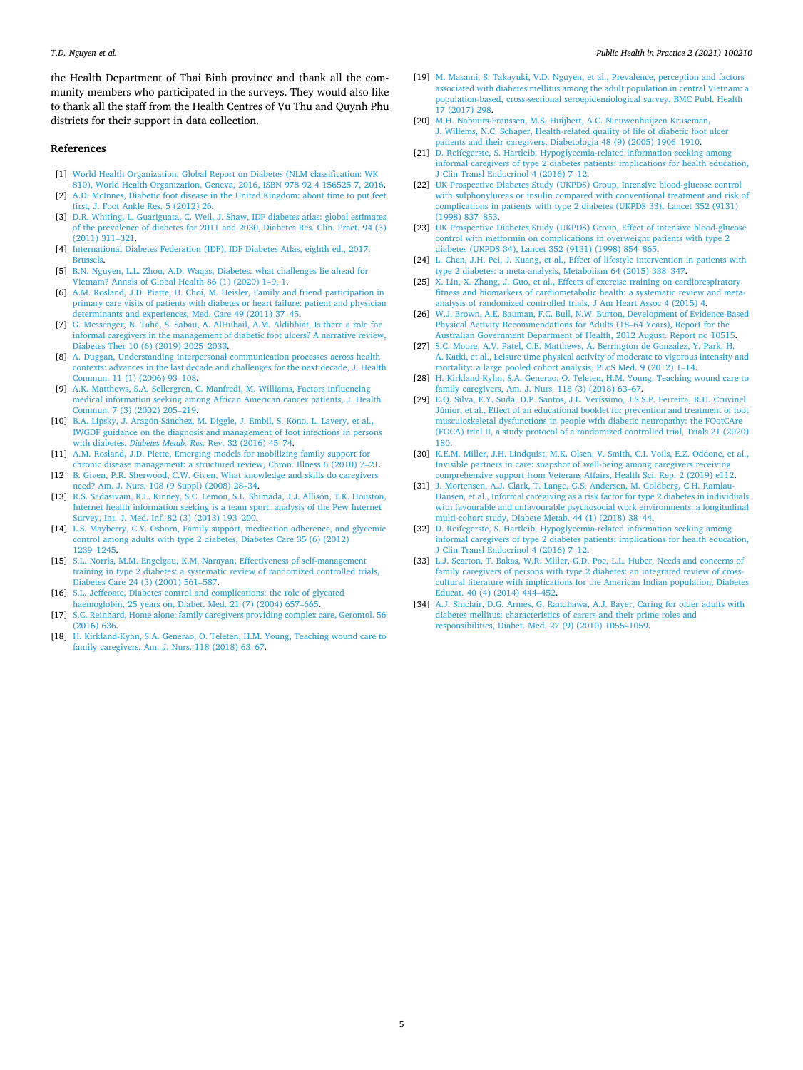the Health Department of Thai Binh province and thank all the community members who participated in the surveys. They would also like to thank all the staff from the Health Centres of Vu Thu and Quynh Phu districts for their support in data collection.

## References

[1] World Health Organization, Global Report on Diabetes (NLM classification: WK 810), World Health Organization, Geneva, 2016, ISBN 978 92 4 156525 7, 2016.

[2] A.D. McInnes, Diabetic foot disease in the United Kingdom: about time to put feet first, J. Foot Ankle Res. 5 (2012) 26.

[3] D.R. Whiting, L. Guariguata, C. Weil, J. Shaw, IDF diabetes atlas: global estimates of the prevalence of diabetes for 2011 and 2030, Diabetes Res. Clin. Pract. 94 (3) (2011) 311–321.

[4] International Diabetes Federation (IDF), IDF Diabetes Atlas, eighth ed., 2017. Brussels.

[5] B.N. Nguyen, L.L. Zhou, A.D. Waqas, Diabetes: what challenges lie ahead for Vietnam? Annals of Global Health 86 (1) (2020) 1–9, 1.

[6] A.M. Rosland, J.D. Piette, H. Choi, M. Heisler, Family and friend participation in primary care visits of patients with diabetes or heart failure: patient and physician determinants and experiences, Med. Care 49 (2011) 37–45.

[7] G. Messenger, N. Taha, S. Sabau, A. AlHubail, A.M. Aldibbiat, Is there a role for informal caregivers in the management of diabetic foot ulcers? A narrative review, Diabetes Ther 10 (6) (2019) 2025–2033.

[8] A. Duggan, Understanding interpersonal communication processes across health contexts: advances in the last decade and challenges for the next decade, J. Health Commun. 11 (1) (2006) 93–108.

[9] A.K. Matthews, S.A. Sellergren, C. Manfredi, M. Williams, Factors influencing medical information seeking among African American cancer patients, J. Health Commun. 7 (3) (2002) 205–219.

[10] B.A. Lipsky, J. Aragón-Sánchez, M. Diggle, J. Embil, S. Kono, L. Lavery, et al., IWGDF guidance on the diagnosis and management of foot infections in persons with diabetes, *Diabetes Metab. Res.* Rev. 32 (2016) 45–74.

[11] A.M. Rosland, J.D. Piette, Emerging models for mobilizing family support for chronic disease management: a structured review, Chron. Illness 6 (2010) 7–21.

[12] B. Given, P.R. Sherwood, C.W. Given, What knowledge and skills do caregivers need? Am. J. Nurs. 108 (9 Suppl) (2008) 28–34.

[13] R.S. Sadasivam, R.L. Kinney, S.C. Lemon, S.L. Shimada, J.J. Allison, T.K. Houston, Internet health information seeking is a team sport: analysis of the Pew Internet Survey, Int. J. Med. Inf. 82 (3) (2013) 193–200.

[14] L.S. Mayberry, C.Y. Osborn, Family support, medication adherence, and glycemic control among adults with type 2 diabetes, Diabetes Care 35 (6) (2012) 1239–1245.

[15] S.L. Norris, M.M. Engelgau, K.M. Narayan, Effectiveness of self-management training in type 2 diabetes: a systematic review of randomized controlled trials, Diabetes Care 24 (3) (2001) 561–587.

[16] S.L. Jeffcoate, Diabetes control and complications: the role of glycated haemoglobin, 25 years on, Diabet. Med. 21 (7) (2004) 657–665.

[17] S.C. Reinhard, Home alone: family caregivers providing complex care, Gerontol. 56 (2016) 636.

[18] H. Kirkland-Kyhn, S.A. Generao, O. Teleten, H.M. Young, Teaching wound care to family caregivers, Am. J. Nurs. 118 (2018) 63–67.

[19] M. Masami, S. Takayuki, V.D. Nguyen, et al., Prevalence, perception and factors associated with diabetes mellitus among the adult population in central Vietnam: a population-based, cross-sectional seroepidemiological survey, BMC Publ. Health 17 (2017) 298.

[20] M.H. Nabuurs-Franssen, M.S. Huijbert, A.C. Nieuwenhuijzen Kruseman, J. Willems, N.C. Schaper, Health-related quality of life of diabetic foot ulcer patients and their caregivers, Diabetologia 48 (9) (2005) 1906–1910.

[21] D. Reifegerste, S. Hartleib, Hypoglycemia-related information seeking among informal caregivers of type 2 diabetes patients: implications for health education, J Clin Transl Endocrinol 4 (2016) 7–12.

[22] UK Prospective Diabetes Study (UKPDS) Group, Intensive blood-glucose control with sulphonylureas or insulin compared with conventional treatment and risk of complications in patients with type 2 diabetes (UKPDS 33), Lancet 352 (9131) (1998) 837–853.

[23] UK Prospective Diabetes Study (UKPDS) Group, Effect of intensive blood-glucose control with metformin on complications in overweight patients with type 2 diabetes (UKPDS 34), Lancet 352 (9131) (1998) 854–865.

[24] L. Chen, J.H. Pei, J. Kuang, et al., Effect of lifestyle intervention in patients with type 2 diabetes: a meta-analysis, Metabolism 64 (2015) 338–347.

[25] X. Lin, X. Zhang, J. Guo, et al., Effects of exercise training on cardiorespiratory fitness and biomarkers of cardiometabolic health: a systematic review and meta-analysis of randomized controlled trials, J Am Heart Assoc 4 (2015) 4.

[26] W.J. Brown, A.E. Bauman, F.C. Bull, N.W. Burton, Development of Evidence-Based Physical Activity Recommendations for Adults (18–64 Years), Report for the Australian Government Department of Health, 2012 August. Report no 10515.

[27] S.C. Moore, A.V. Patel, C.E. Matthews, A. Berrington de Gonzalez, Y. Park, H. A. Katki, et al., Leisure time physical activity of moderate to vigorous intensity and mortality: a large pooled cohort analysis, PLoS Med. 9 (2012) 1–14.

[28] H. Kirkland-Kyhn, S.A. Generao, O. Teleten, H.M. Young, Teaching wound care to family caregivers, Am. J. Nurs. 118 (3) (2018) 63–67.

[29] E.Q. Silva, E.Y. Suda, D.P. Santos, J.L. Veríssimo, J.S.S.P. Ferreira, R.H. Cruvinel Júnior, et al., Effect of an educational booklet for prevention and treatment of foot musculoskeletal dysfunctions in people with diabetic neuropathy: the FOotCAre (FOCA) trial II, a study protocol of a randomized controlled trial, Trials 21 (2020) 180.

[30] K.E.M. Miller, J.H. Lindquist, M.K. Olsen, V. Smith, C.I. Voils, E.Z. Oddone, et al., Invisible partners in care: snapshot of well-being among caregivers receiving comprehensive support from Veterans Affairs, Health Sci. Rep. 2 (2019) e112.

[31] J. Mortensen, A.J. Clark, T. Lange, G.S. Andersen, M. Goldberg, C.H. Ramlau-Hansen, et al., Informal caregiving as a risk factor for type 2 diabetes in individuals with favourable and unfavourable psychosocial work environments: a longitudinal multi-cohort study, Diabete Metab. 44 (1) (2018) 38–44.

[32] D. Reifegerste, S. Hartleib, Hypoglycemia-related information seeking among informal caregivers of type 2 diabetes patients: implications for health education, J Clin Transl Endocrinol 4 (2016) 7–12.

[33] L.J. Scarton, T. Bakas, W.R. Miller, G.D. Poe, L.L. Huber, Needs and concerns of family caregivers of persons with type 2 diabetes: an integrated review of cross-cultural literature with implications for the American Indian population, Diabetes Educat. 40 (4) (2014) 444–452.

[34] A.J. Sinclair, D.G. Armes, G. Randhawa, A.J. Bayer, Caring for older adults with diabetes mellitus: characteristics of carers and their prime roles and responsibilities, Diabet. Med. 27 (9) (2010) 1055–1059.